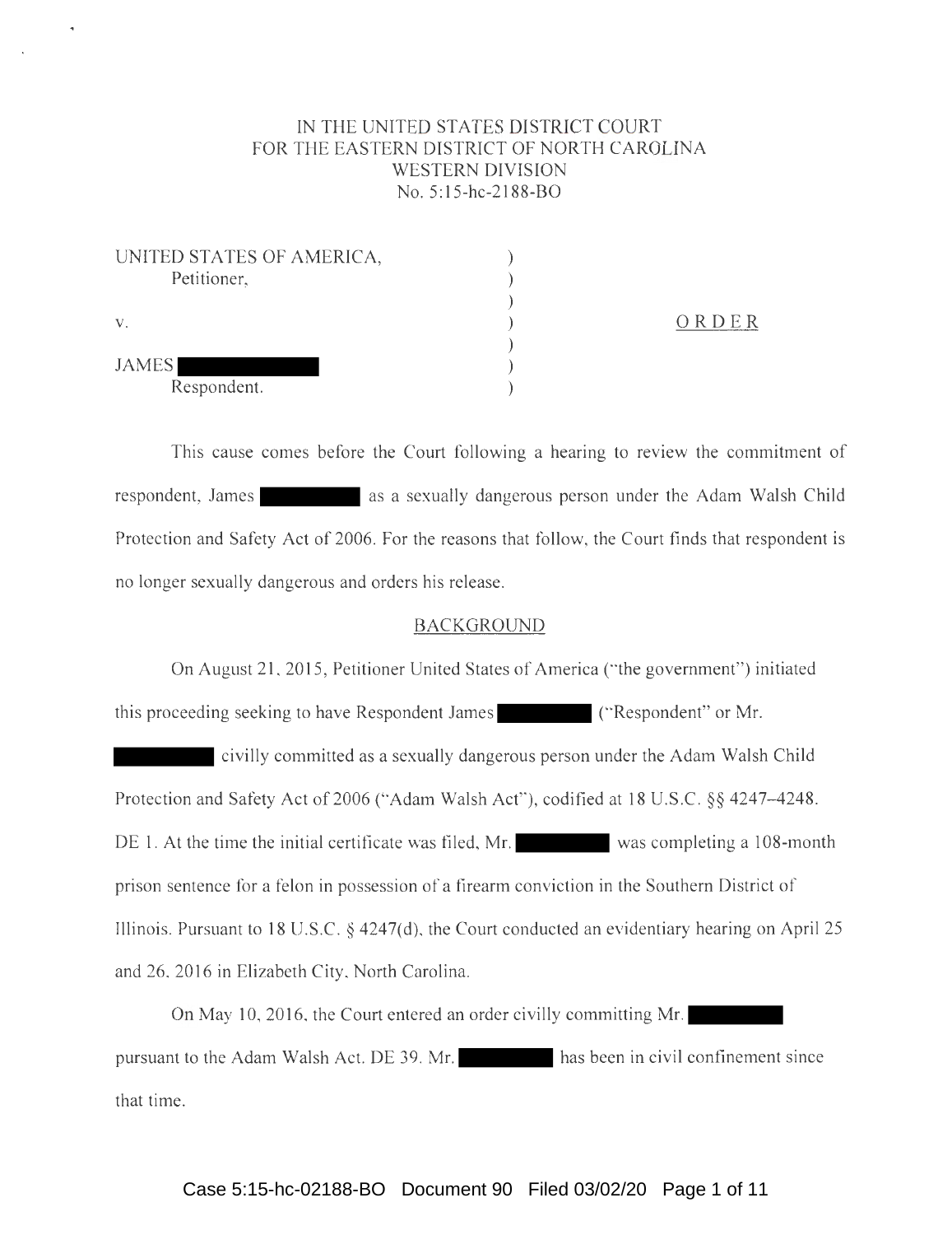IN THE UNITED STATES DISTRICT COURT
FOR THE EASTERN DISTRICT OF NORTH CAROLINA
WESTERN DIVISION
No. 5:15-hc-2188-BO

| | | |
|---|---|---|
| UNITED STATES OF AMERICA, Petitioner, | ) | |
| v. | ) | ORDER |
| JAMES [REDACTED] Respondent. | ) | |

This cause comes before the Court following a hearing to review the commitment of respondent, James [REDACTED] as a sexually dangerous person under the Adam Walsh Child Protection and Safety Act of 2006. For the reasons that follow, the Court finds that respondent is no longer sexually dangerous and orders his release.

## BACKGROUND

On August 21, 2015, Petitioner United States of America ("the government") initiated this proceeding seeking to have Respondent James [REDACTED] ("Respondent" or Mr. [REDACTED] civilly committed as a sexually dangerous person under the Adam Walsh Child Protection and Safety Act of 2006 ("Adam Walsh Act"), codified at 18 U.S.C. §§ 4247–4248. DE 1. At the time the initial certificate was filed, Mr. [REDACTED] was completing a 108-month prison sentence for a felon in possession of a firearm conviction in the Southern District of Illinois. Pursuant to 18 U.S.C. § 4247(d), the Court conducted an evidentiary hearing on April 25 and 26, 2016 in Elizabeth City, North Carolina.

On May 10, 2016, the Court entered an order civilly committing Mr. [REDACTED] pursuant to the Adam Walsh Act. DE 39. Mr. [REDACTED] has been in civil confinement since that time.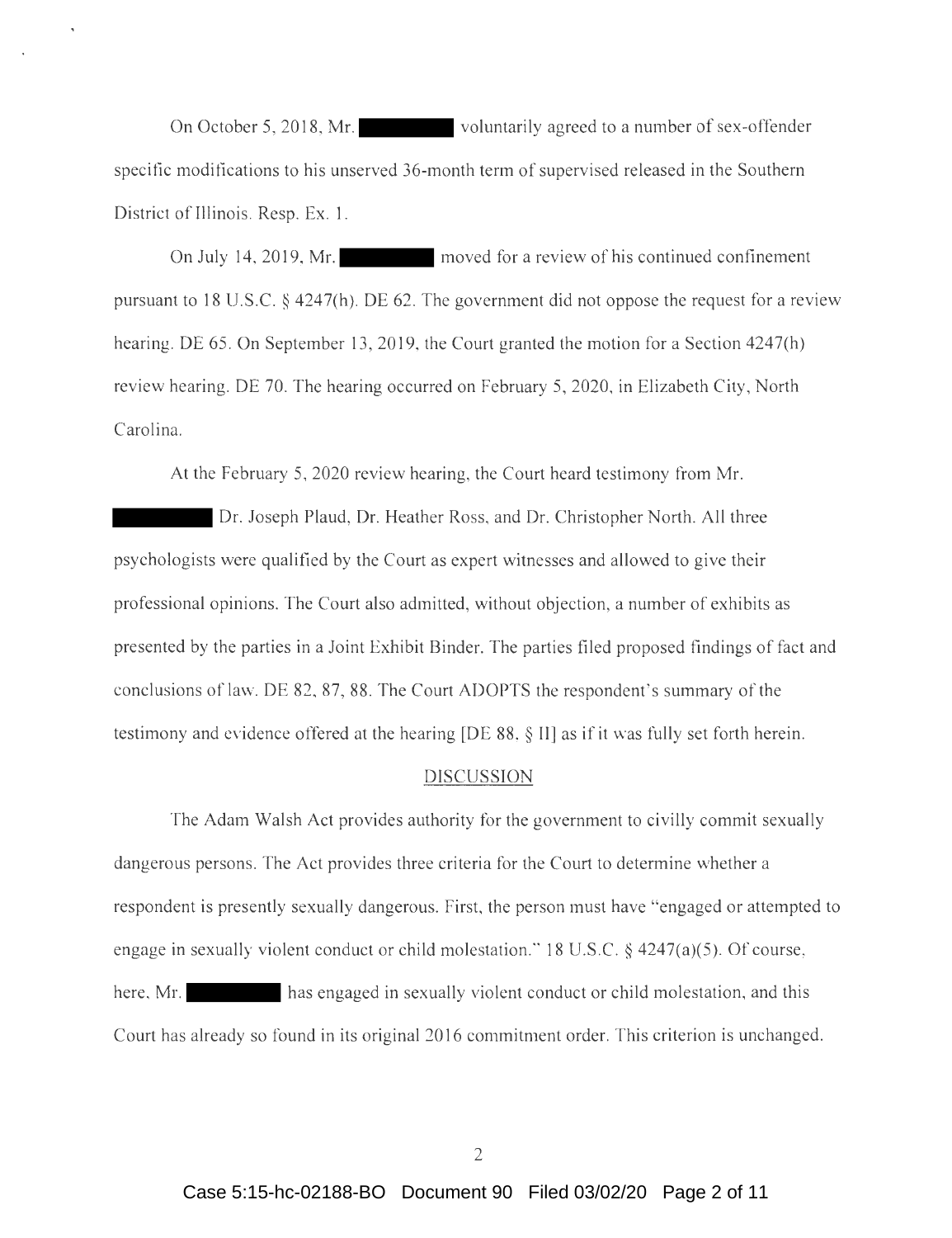On October 5, 2018, Mr. ██████ voluntarily agreed to a number of sex-offender specific modifications to his unserved 36-month term of supervised released in the Southern District of Illinois. Resp. Ex. 1.

On July 14, 2019, Mr. ██████ moved for a review of his continued confinement pursuant to 18 U.S.C. § 4247(h). DE 62. The government did not oppose the request for a review hearing. DE 65. On September 13, 2019, the Court granted the motion for a Section 4247(h) review hearing. DE 70. The hearing occurred on February 5, 2020, in Elizabeth City, North Carolina.

At the February 5, 2020 review hearing, the Court heard testimony from Mr. ██████ Dr. Joseph Plaud, Dr. Heather Ross, and Dr. Christopher North. All three psychologists were qualified by the Court as expert witnesses and allowed to give their professional opinions. The Court also admitted, without objection, a number of exhibits as presented by the parties in a Joint Exhibit Binder. The parties filed proposed findings of fact and conclusions of law. DE 82, 87, 88. The Court ADOPTS the respondent's summary of the testimony and evidence offered at the hearing [DE 88, § II] as if it was fully set forth herein.

## DISCUSSION

The Adam Walsh Act provides authority for the government to civilly commit sexually dangerous persons. The Act provides three criteria for the Court to determine whether a respondent is presently sexually dangerous. First, the person must have "engaged or attempted to engage in sexually violent conduct or child molestation." 18 U.S.C. § 4247(a)(5). Of course, here, Mr. ██████ has engaged in sexually violent conduct or child molestation, and this Court has already so found in its original 2016 commitment order. This criterion is unchanged.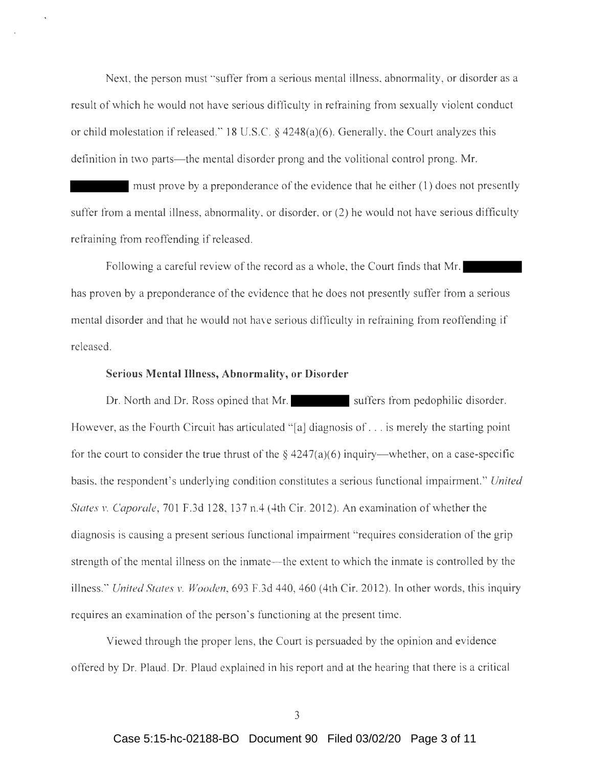Next, the person must "suffer from a serious mental illness, abnormality, or disorder as a result of which he would not have serious difficulty in refraining from sexually violent conduct or child molestation if released." 18 U.S.C. § 4248(a)(6). Generally, the Court analyzes this definition in two parts—the mental disorder prong and the volitional control prong. Mr. ████████ must prove by a preponderance of the evidence that he either (1) does not presently suffer from a mental illness, abnormality, or disorder, or (2) he would not have serious difficulty refraining from reoffending if released.

Following a careful review of the record as a whole, the Court finds that Mr. ████████ has proven by a preponderance of the evidence that he does not presently suffer from a serious mental disorder and that he would not have serious difficulty in refraining from reoffending if released.

**Serious Mental Illness, Abnormality, or Disorder**

Dr. North and Dr. Ross opined that Mr. ████████ suffers from pedophilic disorder. However, as the Fourth Circuit has articulated "[a] diagnosis of . . . is merely the starting point for the court to consider the true thrust of the § 4247(a)(6) inquiry—whether, on a case-specific basis, the respondent's underlying condition constitutes a serious functional impairment." *United States v. Caporale*, 701 F.3d 128, 137 n.4 (4th Cir. 2012). An examination of whether the diagnosis is causing a present serious functional impairment "requires consideration of the grip strength of the mental illness on the inmate—the extent to which the inmate is controlled by the illness." *United States v. Wooden*, 693 F.3d 440, 460 (4th Cir. 2012). In other words, this inquiry requires an examination of the person's functioning at the present time.

Viewed through the proper lens, the Court is persuaded by the opinion and evidence offered by Dr. Plaud. Dr. Plaud explained in his report and at the hearing that there is a critical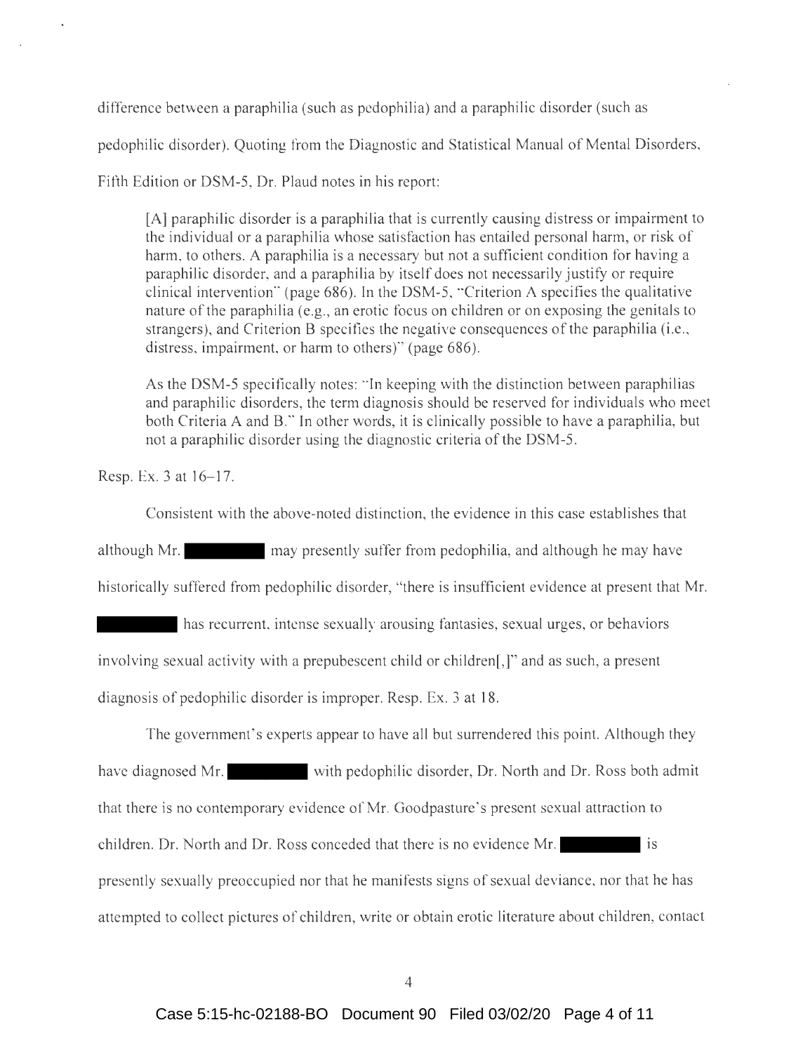difference between a paraphilia (such as pedophilia) and a paraphilic disorder (such as pedophilic disorder). Quoting from the Diagnostic and Statistical Manual of Mental Disorders, Fifth Edition or DSM-5, Dr. Plaud notes in his report:

> [A] paraphilic disorder is a paraphilia that is currently causing distress or impairment to the individual or a paraphilia whose satisfaction has entailed personal harm, or risk of harm, to others. A paraphilia is a necessary but not a sufficient condition for having a paraphilic disorder, and a paraphilia by itself does not necessarily justify or require clinical intervention" (page 686). In the DSM-5, "Criterion A specifies the qualitative nature of the paraphilia (e.g., an erotic focus on children or on exposing the genitals to strangers), and Criterion B specifies the negative consequences of the paraphilia (i.e., distress, impairment, or harm to others)" (page 686).
>
> As the DSM-5 specifically notes: "In keeping with the distinction between paraphilias and paraphilic disorders, the term diagnosis should be reserved for individuals who meet both Criteria A and B." In other words, it is clinically possible to have a paraphilia, but not a paraphilic disorder using the diagnostic criteria of the DSM-5.

Resp. Ex. 3 at 16–17.

Consistent with the above-noted distinction, the evidence in this case establishes that although Mr. ██████ may presently suffer from pedophilia, and although he may have historically suffered from pedophilic disorder, "there is insufficient evidence at present that Mr. ██████ has recurrent, intense sexually arousing fantasies, sexual urges, or behaviors involving sexual activity with a prepubescent child or children[,]" and as such, a present diagnosis of pedophilic disorder is improper. Resp. Ex. 3 at 18.

The government's experts appear to have all but surrendered this point. Although they have diagnosed Mr. ██████ with pedophilic disorder, Dr. North and Dr. Ross both admit that there is no contemporary evidence of Mr. Goodpasture's present sexual attraction to children. Dr. North and Dr. Ross conceded that there is no evidence Mr. ██████ is presently sexually preoccupied nor that he manifests signs of sexual deviance, nor that he has attempted to collect pictures of children, write or obtain erotic literature about children, contact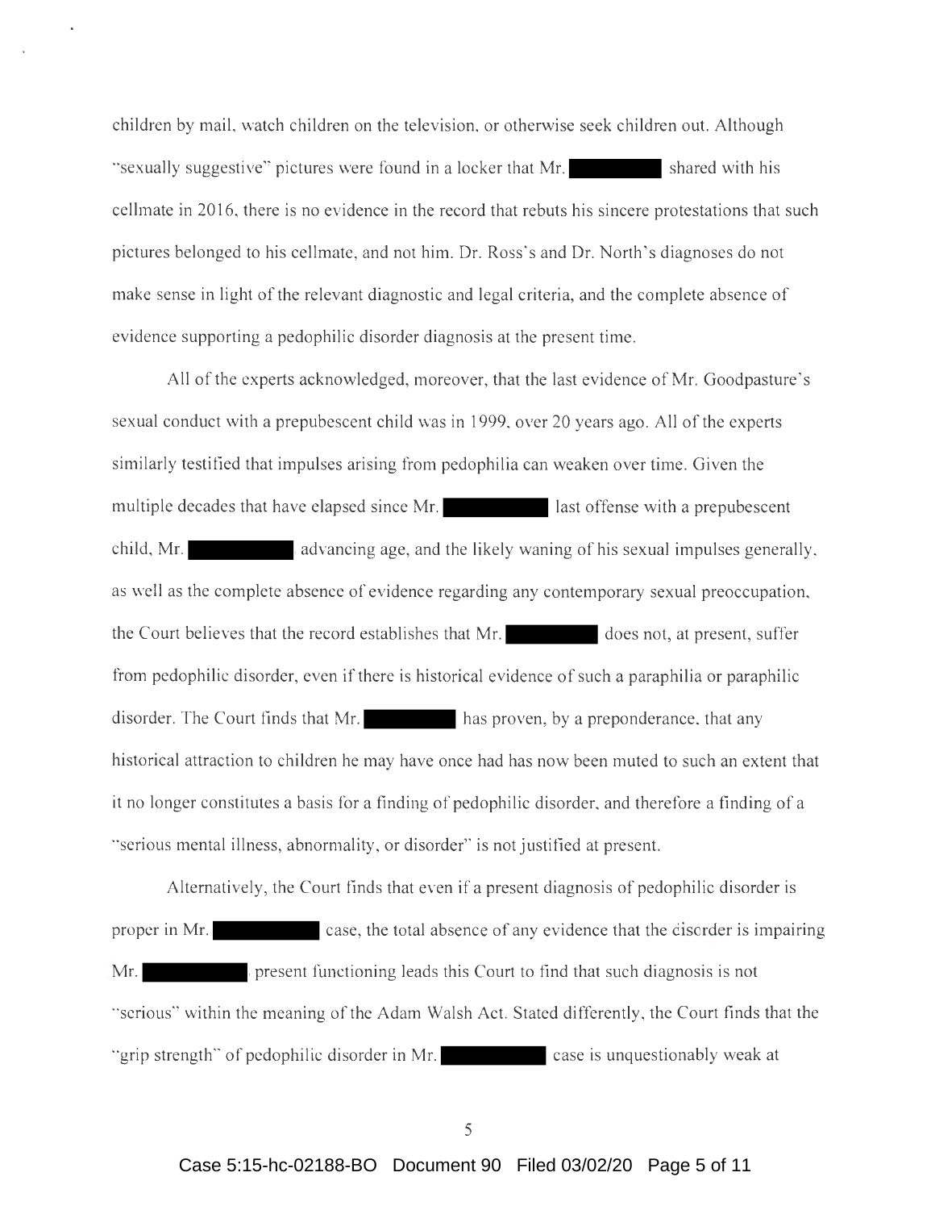children by mail, watch children on the television, or otherwise seek children out. Although "sexually suggestive" pictures were found in a locker that Mr. ██████ shared with his cellmate in 2016, there is no evidence in the record that rebuts his sincere protestations that such pictures belonged to his cellmate, and not him. Dr. Ross's and Dr. North's diagnoses do not make sense in light of the relevant diagnostic and legal criteria, and the complete absence of evidence supporting a pedophilic disorder diagnosis at the present time.

All of the experts acknowledged, moreover, that the last evidence of Mr. Goodpasture's sexual conduct with a prepubescent child was in 1999, over 20 years ago. All of the experts similarly testified that impulses arising from pedophilia can weaken over time. Given the multiple decades that have elapsed since Mr. ██████ last offense with a prepubescent child, Mr. ██████ advancing age, and the likely waning of his sexual impulses generally, as well as the complete absence of evidence regarding any contemporary sexual preoccupation, the Court believes that the record establishes that Mr. ██████ does not, at present, suffer from pedophilic disorder, even if there is historical evidence of such a paraphilia or paraphilic disorder. The Court finds that Mr. ██████ has proven, by a preponderance, that any historical attraction to children he may have once had has now been muted to such an extent that it no longer constitutes a basis for a finding of pedophilic disorder, and therefore a finding of a "serious mental illness, abnormality, or disorder" is not justified at present.

Alternatively, the Court finds that even if a present diagnosis of pedophilic disorder is proper in Mr. ██████ case, the total absence of any evidence that the disorder is impairing Mr. ██████ present functioning leads this Court to find that such diagnosis is not "serious" within the meaning of the Adam Walsh Act. Stated differently, the Court finds that the "grip strength" of pedophilic disorder in Mr. ██████ case is unquestionably weak at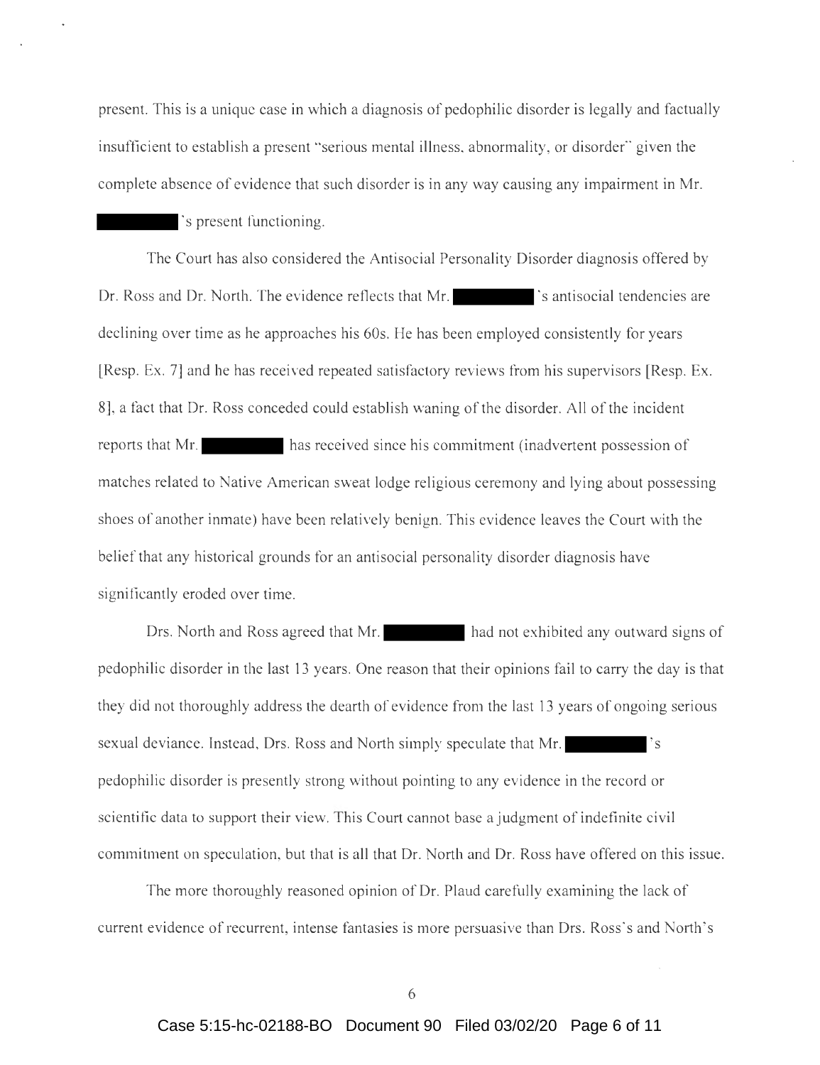present. This is a unique case in which a diagnosis of pedophilic disorder is legally and factually insufficient to establish a present "serious mental illness, abnormality, or disorder" given the complete absence of evidence that such disorder is in any way causing any impairment in Mr. ████████'s present functioning.

The Court has also considered the Antisocial Personality Disorder diagnosis offered by Dr. Ross and Dr. North. The evidence reflects that Mr. ████████'s antisocial tendencies are declining over time as he approaches his 60s. He has been employed consistently for years [Resp. Ex. 7] and he has received repeated satisfactory reviews from his supervisors [Resp. Ex. 8], a fact that Dr. Ross conceded could establish waning of the disorder. All of the incident reports that Mr. ████████ has received since his commitment (inadvertent possession of matches related to Native American sweat lodge religious ceremony and lying about possessing shoes of another inmate) have been relatively benign. This evidence leaves the Court with the belief that any historical grounds for an antisocial personality disorder diagnosis have significantly eroded over time.

Drs. North and Ross agreed that Mr. ████████ had not exhibited any outward signs of pedophilic disorder in the last 13 years. One reason that their opinions fail to carry the day is that they did not thoroughly address the dearth of evidence from the last 13 years of ongoing serious sexual deviance. Instead, Drs. Ross and North simply speculate that Mr. ████████'s pedophilic disorder is presently strong without pointing to any evidence in the record or scientific data to support their view. This Court cannot base a judgment of indefinite civil commitment on speculation, but that is all that Dr. North and Dr. Ross have offered on this issue.

The more thoroughly reasoned opinion of Dr. Plaud carefully examining the lack of current evidence of recurrent, intense fantasies is more persuasive than Drs. Ross's and North's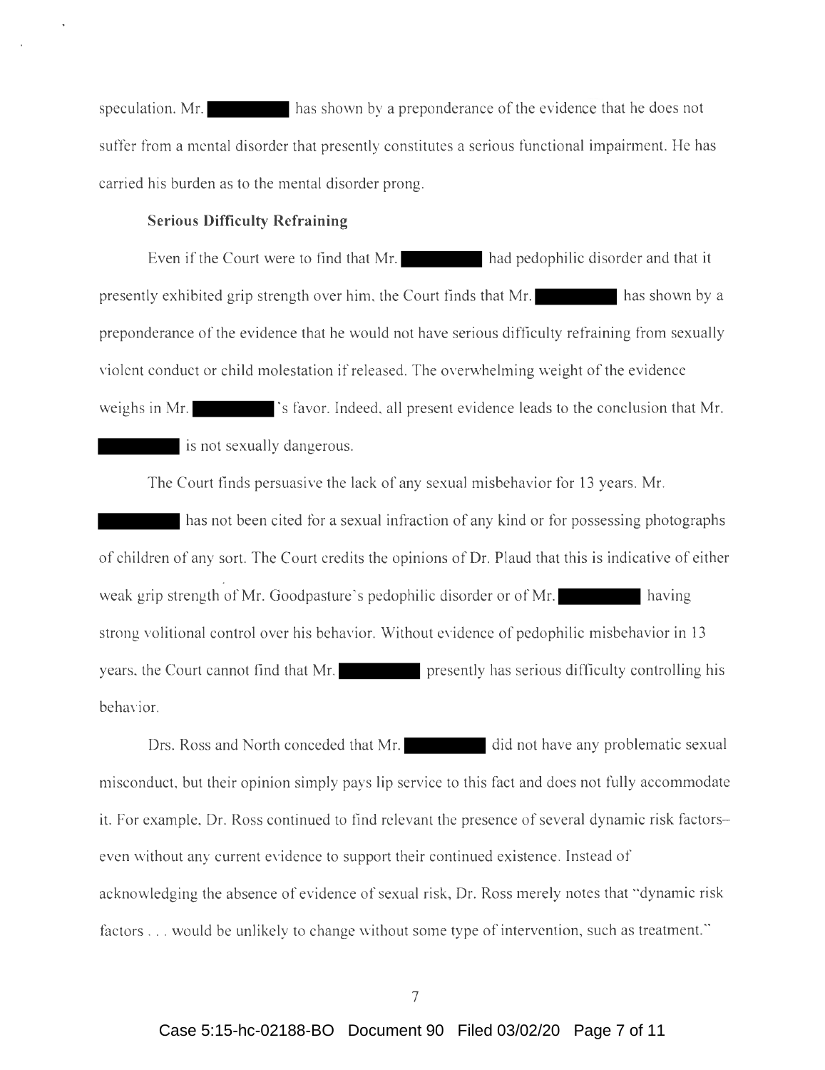speculation. Mr. ████ has shown by a preponderance of the evidence that he does not suffer from a mental disorder that presently constitutes a serious functional impairment. He has carried his burden as to the mental disorder prong.

**Serious Difficulty Refraining**

Even if the Court were to find that Mr. ████ had pedophilic disorder and that it presently exhibited grip strength over him, the Court finds that Mr. ████ has shown by a preponderance of the evidence that he would not have serious difficulty refraining from sexually violent conduct or child molestation if released. The overwhelming weight of the evidence weighs in Mr. ████'s favor. Indeed, all present evidence leads to the conclusion that Mr. ████ is not sexually dangerous.

The Court finds persuasive the lack of any sexual misbehavior for 13 years. Mr. ████ has not been cited for a sexual infraction of any kind or for possessing photographs of children of any sort. The Court credits the opinions of Dr. Plaud that this is indicative of either weak grip strength of Mr. Goodpasture's pedophilic disorder or of Mr. ████ having strong volitional control over his behavior. Without evidence of pedophilic misbehavior in 13 years, the Court cannot find that Mr. ████ presently has serious difficulty controlling his behavior.

Drs. Ross and North conceded that Mr. ████ did not have any problematic sexual misconduct, but their opinion simply pays lip service to this fact and does not fully accommodate it. For example, Dr. Ross continued to find relevant the presence of several dynamic risk factors–even without any current evidence to support their continued existence. Instead of acknowledging the absence of evidence of sexual risk, Dr. Ross merely notes that "dynamic risk factors . . . would be unlikely to change without some type of intervention, such as treatment."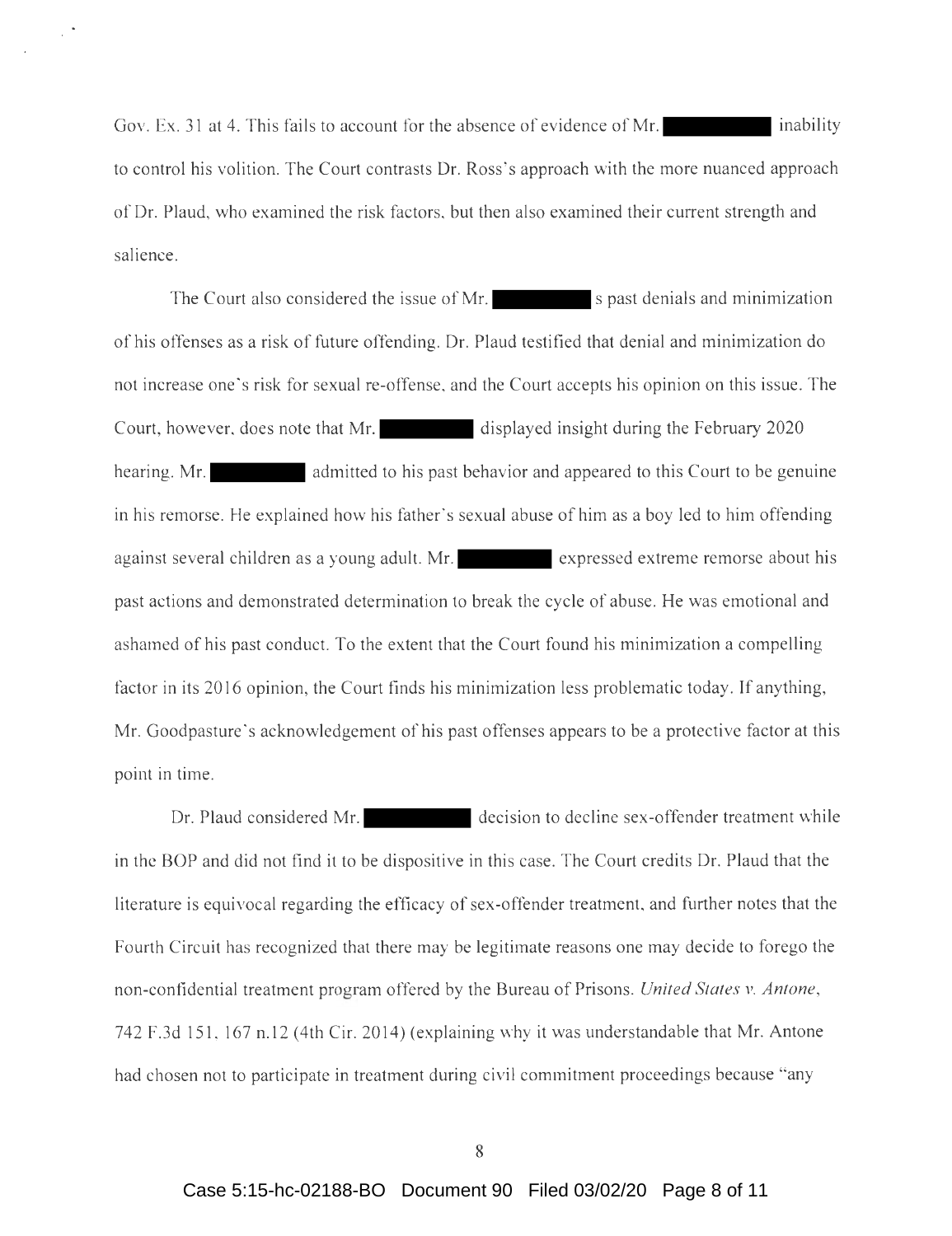Gov. Ex. 31 at 4. This fails to account for the absence of evidence of Mr. ██████ inability to control his volition. The Court contrasts Dr. Ross's approach with the more nuanced approach of Dr. Plaud, who examined the risk factors, but then also examined their current strength and salience.

The Court also considered the issue of Mr. ██████ s past denials and minimization of his offenses as a risk of future offending. Dr. Plaud testified that denial and minimization do not increase one's risk for sexual re-offense, and the Court accepts his opinion on this issue. The Court, however, does note that Mr. ██████ displayed insight during the February 2020 hearing. Mr. ██████ admitted to his past behavior and appeared to this Court to be genuine in his remorse. He explained how his father's sexual abuse of him as a boy led to him offending against several children as a young adult. Mr. ██████ expressed extreme remorse about his past actions and demonstrated determination to break the cycle of abuse. He was emotional and ashamed of his past conduct. To the extent that the Court found his minimization a compelling factor in its 2016 opinion, the Court finds his minimization less problematic today. If anything, Mr. Goodpasture's acknowledgement of his past offenses appears to be a protective factor at this point in time.

Dr. Plaud considered Mr. ██████ decision to decline sex-offender treatment while in the BOP and did not find it to be dispositive in this case. The Court credits Dr. Plaud that the literature is equivocal regarding the efficacy of sex-offender treatment, and further notes that the Fourth Circuit has recognized that there may be legitimate reasons one may decide to forego the non-confidential treatment program offered by the Bureau of Prisons. *United States v. Antone*, 742 F.3d 151, 167 n.12 (4th Cir. 2014) (explaining why it was understandable that Mr. Antone had chosen not to participate in treatment during civil commitment proceedings because "any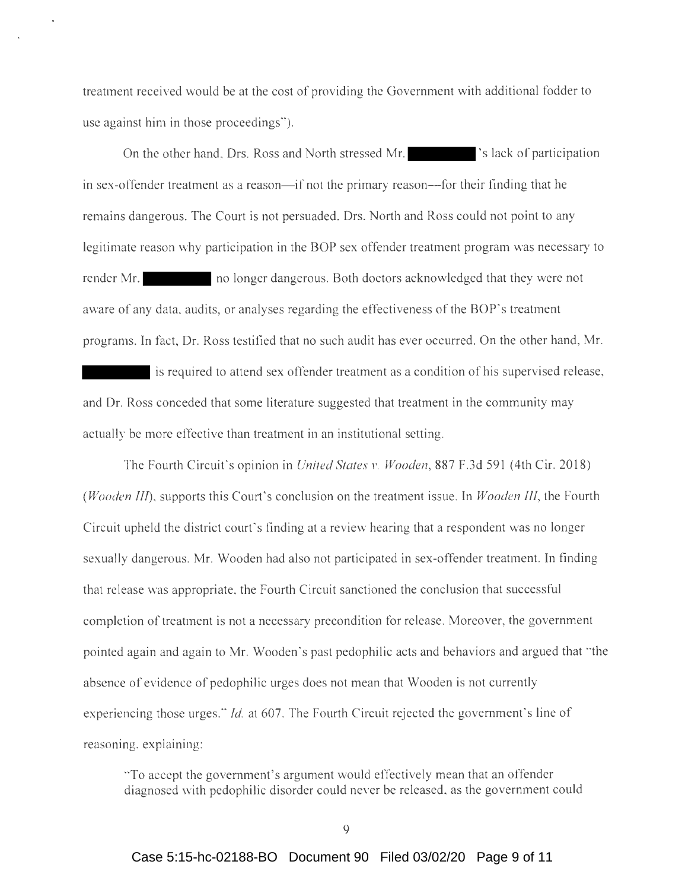treatment received would be at the cost of providing the Government with additional fodder to use against him in those proceedings").

On the other hand, Drs. Ross and North stressed Mr. ████████'s lack of participation in sex-offender treatment as a reason—if not the primary reason—for their finding that he remains dangerous. The Court is not persuaded. Drs. North and Ross could not point to any legitimate reason why participation in the BOP sex offender treatment program was necessary to render Mr. ████████ no longer dangerous. Both doctors acknowledged that they were not aware of any data, audits, or analyses regarding the effectiveness of the BOP's treatment programs. In fact, Dr. Ross testified that no such audit has ever occurred. On the other hand, Mr. ████████ is required to attend sex offender treatment as a condition of his supervised release, and Dr. Ross conceded that some literature suggested that treatment in the community may actually be more effective than treatment in an institutional setting.

The Fourth Circuit's opinion in *United States v. Wooden*, 887 F.3d 591 (4th Cir. 2018) (*Wooden III*), supports this Court's conclusion on the treatment issue. In *Wooden III*, the Fourth Circuit upheld the district court's finding at a review hearing that a respondent was no longer sexually dangerous. Mr. Wooden had also not participated in sex-offender treatment. In finding that release was appropriate, the Fourth Circuit sanctioned the conclusion that successful completion of treatment is not a necessary precondition for release. Moreover, the government pointed again and again to Mr. Wooden's past pedophilic acts and behaviors and argued that "the absence of evidence of pedophilic urges does not mean that Wooden is not currently experiencing those urges." *Id.* at 607. The Fourth Circuit rejected the government's line of reasoning, explaining:

> "To accept the government's argument would effectively mean that an offender diagnosed with pedophilic disorder could never be released, as the government could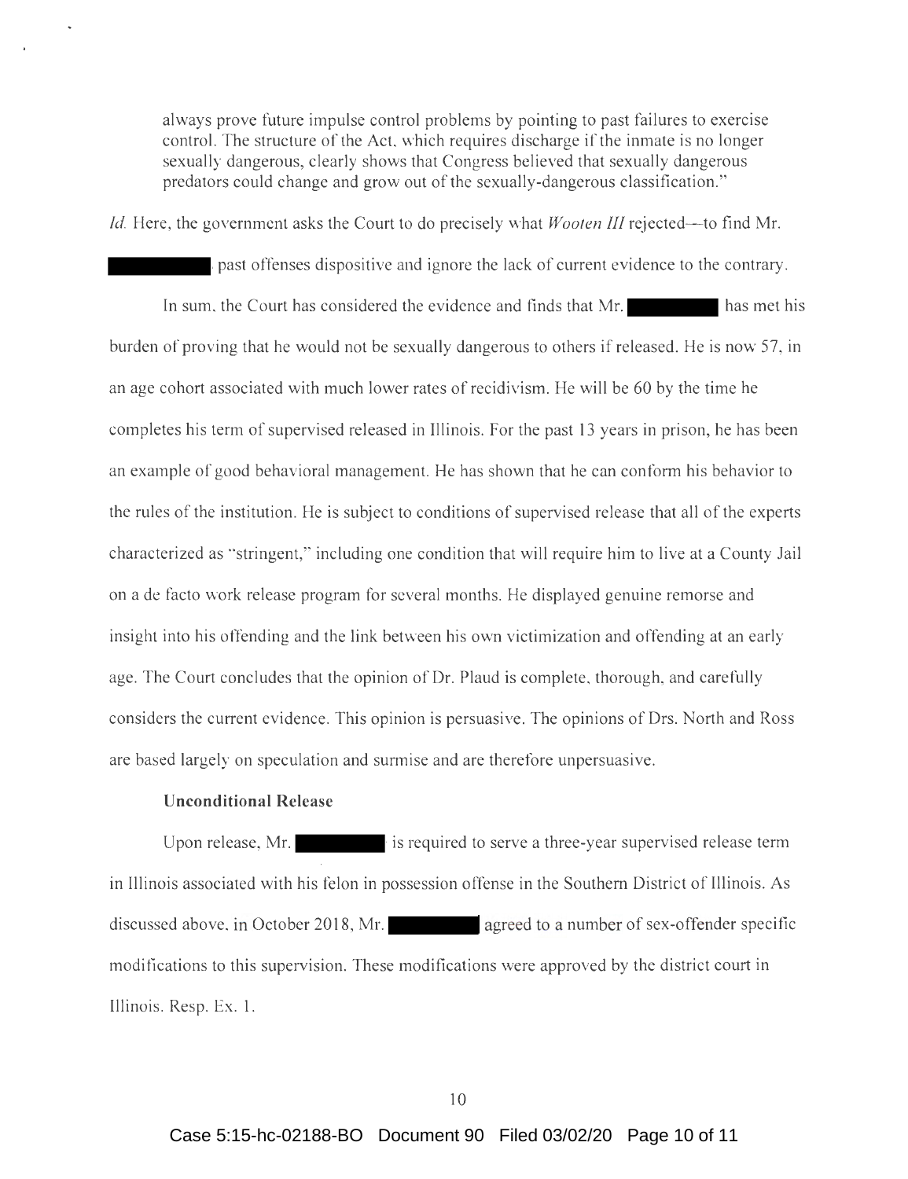always prove future impulse control problems by pointing to past failures to exercise control. The structure of the Act, which requires discharge if the inmate is no longer sexually dangerous, clearly shows that Congress believed that sexually dangerous predators could change and grow out of the sexually-dangerous classification."

*Id.* Here, the government asks the Court to do precisely what *Wooten III* rejected—to find Mr. ██████ past offenses dispositive and ignore the lack of current evidence to the contrary.

In sum, the Court has considered the evidence and finds that Mr. ██████ has met his burden of proving that he would not be sexually dangerous to others if released. He is now 57, in an age cohort associated with much lower rates of recidivism. He will be 60 by the time he completes his term of supervised released in Illinois. For the past 13 years in prison, he has been an example of good behavioral management. He has shown that he can conform his behavior to the rules of the institution. He is subject to conditions of supervised release that all of the experts characterized as "stringent," including one condition that will require him to live at a County Jail on a de facto work release program for several months. He displayed genuine remorse and insight into his offending and the link between his own victimization and offending at an early age. The Court concludes that the opinion of Dr. Plaud is complete, thorough, and carefully considers the current evidence. This opinion is persuasive. The opinions of Drs. North and Ross are based largely on speculation and surmise and are therefore unpersuasive.

**Unconditional Release**

Upon release, Mr. ██████ is required to serve a three-year supervised release term in Illinois associated with his felon in possession offense in the Southern District of Illinois. As discussed above, in October 2018, Mr. ██████ agreed to a number of sex-offender specific modifications to this supervision. These modifications were approved by the district court in Illinois. Resp. Ex. 1.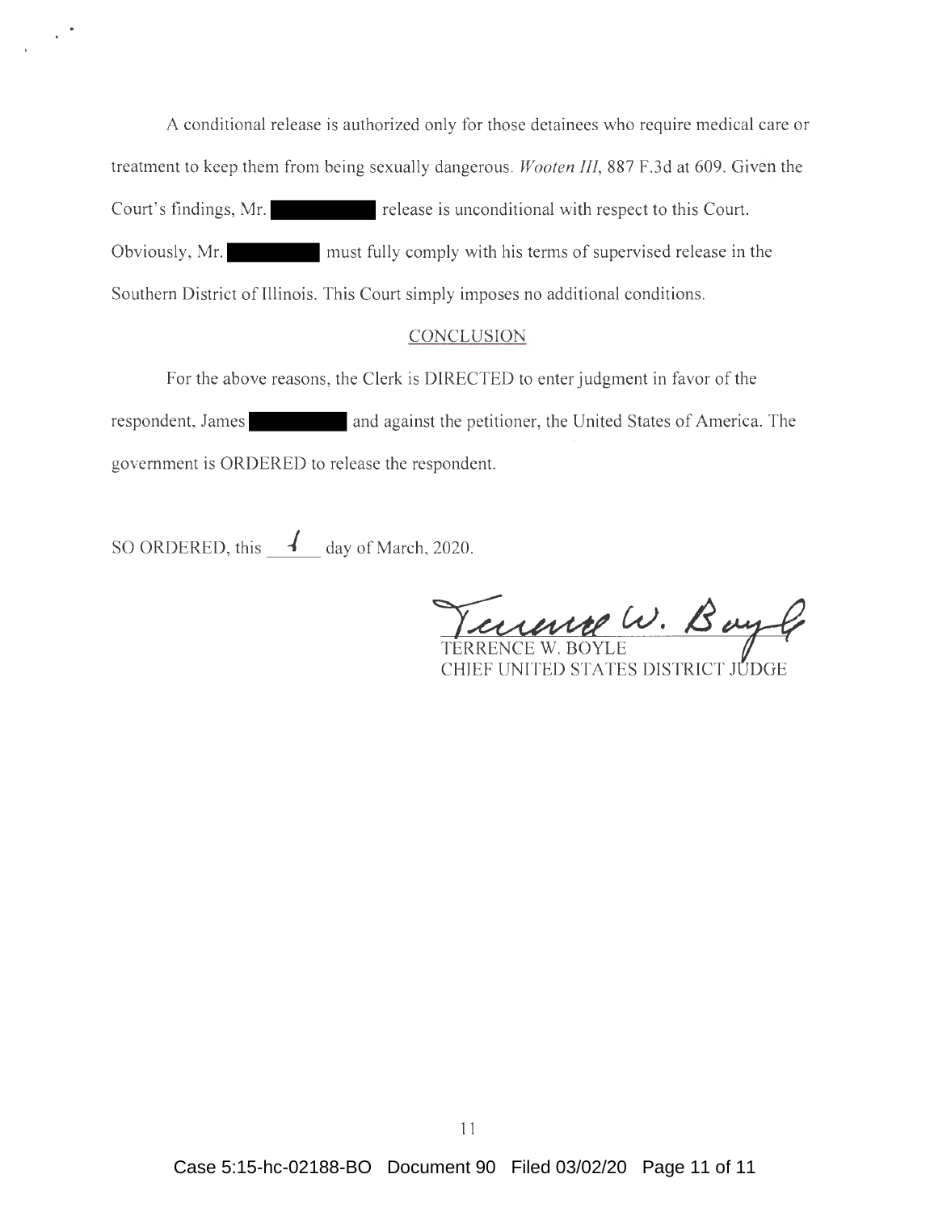A conditional release is authorized only for those detainees who require medical care or treatment to keep them from being sexually dangerous. *Wooten III*, 887 F.3d at 609. Given the Court's findings, Mr. ██████ release is unconditional with respect to this Court. Obviously, Mr. ██████ must fully comply with his terms of supervised release in the Southern District of Illinois. This Court simply imposes no additional conditions.

## CONCLUSION

For the above reasons, the Clerk is DIRECTED to enter judgment in favor of the respondent, James ██████ and against the petitioner, the United States of America. The government is ORDERED to release the respondent.

SO ORDERED, this 1 day of March, 2020.

Terrence W. Boyle
TERRENCE W. BOYLE
CHIEF UNITED STATES DISTRICT JUDGE